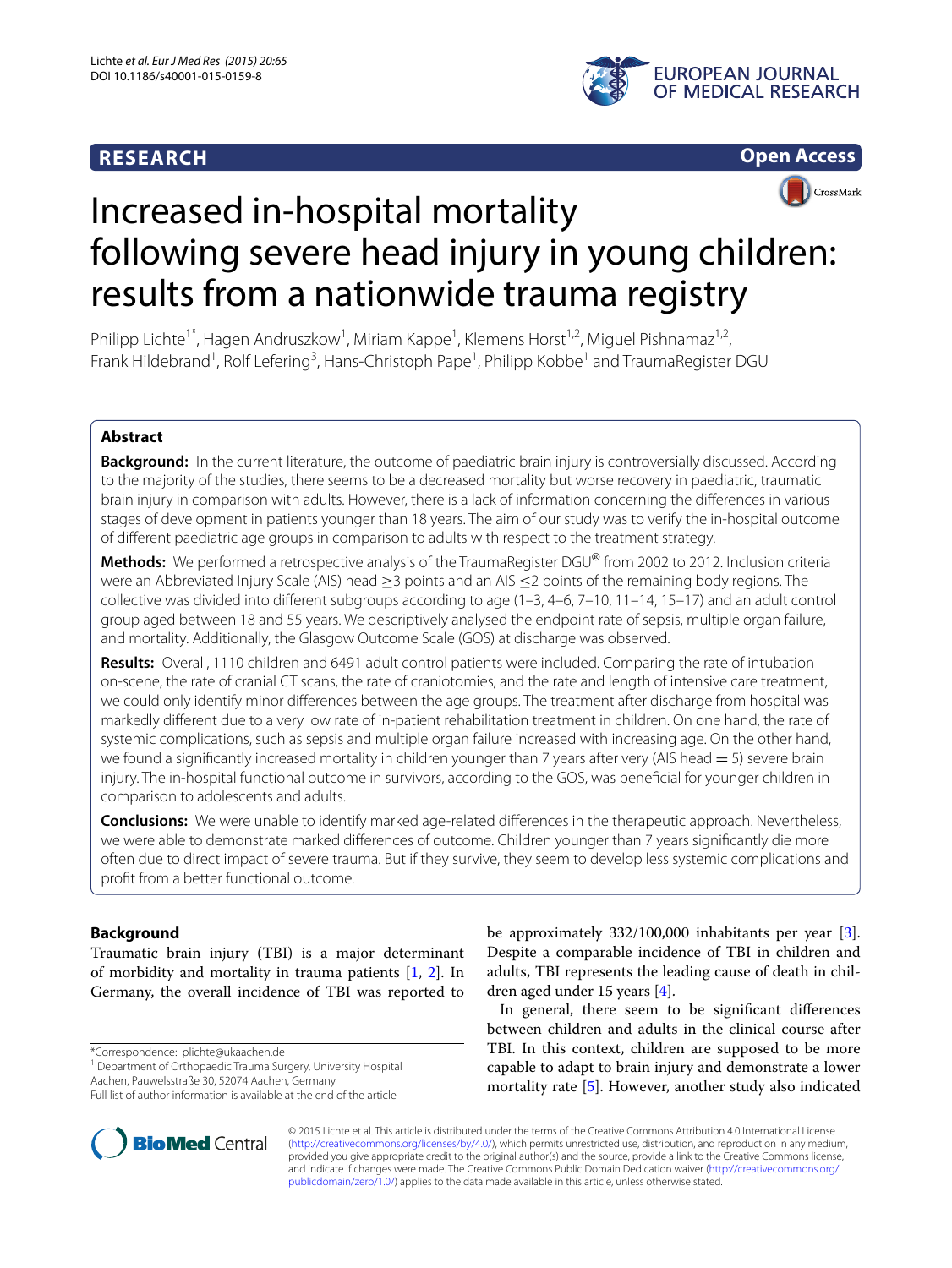**RESEARCH** **Open Access**

# Increased in-hospital mortality following severe head injury in young children: results from a nationwide trauma registry

Philipp Lichte[1*], Hagen Andruszkow[1], Miriam Kappe[1], Klemens Horst[1,2], Miguel Pishnamaz[1,2], Frank Hildebrand[1], Rolf Lefering[3], Hans-Christoph Pape[1], Philipp Kobbe[1] and TraumaRegister DGU

## Abstract

**Background:** In the current literature, the outcome of paediatric brain injury is controversially discussed. According to the majority of the studies, there seems to be a decreased mortality but worse recovery in paediatric, traumatic brain injury in comparison with adults. However, there is a lack of information concerning the differences in various stages of development in patients younger than 18 years. The aim of our study was to verify the in-hospital outcome of different paediatric age groups in comparison to adults with respect to the treatment strategy.

**Methods:** We performed a retrospective analysis of the TraumaRegister DGU® from 2002 to 2012. Inclusion criteria were an Abbreviated Injury Scale (AIS) head ≥3 points and an AIS ≤2 points of the remaining body regions. The collective was divided into different subgroups according to age (1–3, 4–6, 7–10, 11–14, 15–17) and an adult control group aged between 18 and 55 years. We descriptively analysed the endpoint rate of sepsis, multiple organ failure, and mortality. Additionally, the Glasgow Outcome Scale (GOS) at discharge was observed.

**Results:** Overall, 1110 children and 6491 adult control patients were included. Comparing the rate of intubation on-scene, the rate of cranial CT scans, the rate of craniotomies, and the rate and length of intensive care treatment, we could only identify minor differences between the age groups. The treatment after discharge from hospital was markedly different due to a very low rate of in-patient rehabilitation treatment in children. On one hand, the rate of systemic complications, such as sepsis and multiple organ failure increased with increasing age. On the other hand, we found a significantly increased mortality in children younger than 7 years after very (AIS head = 5) severe brain injury. The in-hospital functional outcome in survivors, according to the GOS, was beneficial for younger children in comparison to adolescents and adults.

**Conclusions:** We were unable to identify marked age-related differences in the therapeutic approach. Nevertheless, we were able to demonstrate marked differences of outcome. Children younger than 7 years significantly die more often due to direct impact of severe trauma. But if they survive, they seem to develop less systemic complications and profit from a better functional outcome.

## Background

Traumatic brain injury (TBI) is a major determinant of morbidity and mortality in trauma patients [1, 2]. In Germany, the overall incidence of TBI was reported to be approximately 332/100,000 inhabitants per year [3]. Despite a comparable incidence of TBI in children and adults, TBI represents the leading cause of death in children aged under 15 years [4].

In general, there seem to be significant differences between children and adults in the clinical course after TBI. In this context, children are supposed to be more capable to adapt to brain injury and demonstrate a lower mortality rate [5]. However, another study also indicated

*Correspondence: plichte@ukaachen.de
[1] Department of Orthopaedic Trauma Surgery, University Hospital Aachen, Pauwelsstraße 30, 52074 Aachen, Germany
Full list of author information is available at the end of the article

© 2015 Lichte et al. This article is distributed under the terms of the Creative Commons Attribution 4.0 International License (http://creativecommons.org/licenses/by/4.0/), which permits unrestricted use, distribution, and reproduction in any medium, provided you give appropriate credit to the original author(s) and the source, provide a link to the Creative Commons license, and indicate if changes were made. The Creative Commons Public Domain Dedication waiver (http://creativecommons.org/publicdomain/zero/1.0/) applies to the data made available in this article, unless otherwise stated.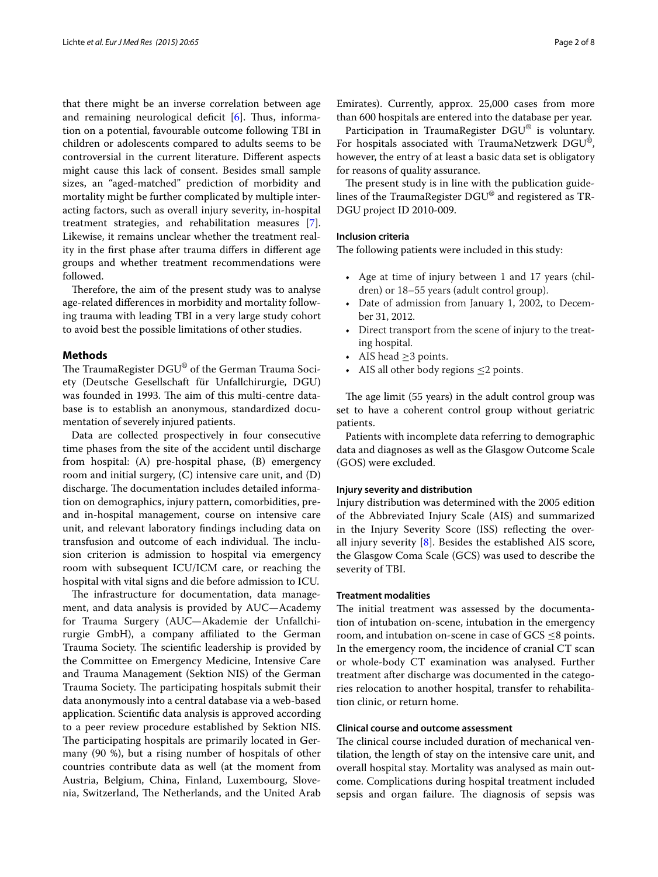that there might be an inverse correlation between age and remaining neurological deficit [6]. Thus, information on a potential, favourable outcome following TBI in children or adolescents compared to adults seems to be controversial in the current literature. Different aspects might cause this lack of consent. Besides small sample sizes, an "aged-matched" prediction of morbidity and mortality might be further complicated by multiple interacting factors, such as overall injury severity, in-hospital treatment strategies, and rehabilitation measures [7]. Likewise, it remains unclear whether the treatment reality in the first phase after trauma differs in different age groups and whether treatment recommendations were followed.

Therefore, the aim of the present study was to analyse age-related differences in morbidity and mortality following trauma with leading TBI in a very large study cohort to avoid best the possible limitations of other studies.

## Methods

The TraumaRegister DGU® of the German Trauma Society (Deutsche Gesellschaft für Unfallchirurgie, DGU) was founded in 1993. The aim of this multi-centre database is to establish an anonymous, standardized documentation of severely injured patients.

Data are collected prospectively in four consecutive time phases from the site of the accident until discharge from hospital: (A) pre-hospital phase, (B) emergency room and initial surgery, (C) intensive care unit, and (D) discharge. The documentation includes detailed information on demographics, injury pattern, comorbidities, pre- and in-hospital management, course on intensive care unit, and relevant laboratory findings including data on transfusion and outcome of each individual. The inclusion criterion is admission to hospital via emergency room with subsequent ICU/ICM care, or reaching the hospital with vital signs and die before admission to ICU.

The infrastructure for documentation, data management, and data analysis is provided by AUC—Academy for Trauma Surgery (AUC—Akademie der Unfallchirurgie GmbH), a company affiliated to the German Trauma Society. The scientific leadership is provided by the Committee on Emergency Medicine, Intensive Care and Trauma Management (Sektion NIS) of the German Trauma Society. The participating hospitals submit their data anonymously into a central database via a web-based application. Scientific data analysis is approved according to a peer review procedure established by Sektion NIS. The participating hospitals are primarily located in Germany (90 %), but a rising number of hospitals of other countries contribute data as well (at the moment from Austria, Belgium, China, Finland, Luxembourg, Slovenia, Switzerland, The Netherlands, and the United Arab Emirates). Currently, approx. 25,000 cases from more than 600 hospitals are entered into the database per year.

Participation in TraumaRegister DGU® is voluntary. For hospitals associated with TraumaNetzwerk DGU®, however, the entry of at least a basic data set is obligatory for reasons of quality assurance.

The present study is in line with the publication guidelines of the TraumaRegister DGU® and registered as TR-DGU project ID 2010-009.

### Inclusion criteria

The following patients were included in this study:

- Age at time of injury between 1 and 17 years (children) or 18–55 years (adult control group).
- Date of admission from January 1, 2002, to December 31, 2012.
- Direct transport from the scene of injury to the treating hospital.
- AIS head $\geq$3 points.
- AIS all other body regions $\leq$2 points.

The age limit (55 years) in the adult control group was set to have a coherent control group without geriatric patients.

Patients with incomplete data referring to demographic data and diagnoses as well as the Glasgow Outcome Scale (GOS) were excluded.

### Injury severity and distribution

Injury distribution was determined with the 2005 edition of the Abbreviated Injury Scale (AIS) and summarized in the Injury Severity Score (ISS) reflecting the overall injury severity [8]. Besides the established AIS score, the Glasgow Coma Scale (GCS) was used to describe the severity of TBI.

### Treatment modalities

The initial treatment was assessed by the documentation of intubation on-scene, intubation in the emergency room, and intubation on-scene in case of GCS $\leq$8 points. In the emergency room, the incidence of cranial CT scan or whole-body CT examination was analysed. Further treatment after discharge was documented in the categories relocation to another hospital, transfer to rehabilitation clinic, or return home.

### Clinical course and outcome assessment

The clinical course included duration of mechanical ventilation, the length of stay on the intensive care unit, and overall hospital stay. Mortality was analysed as main outcome. Complications during hospital treatment included sepsis and organ failure. The diagnosis of sepsis was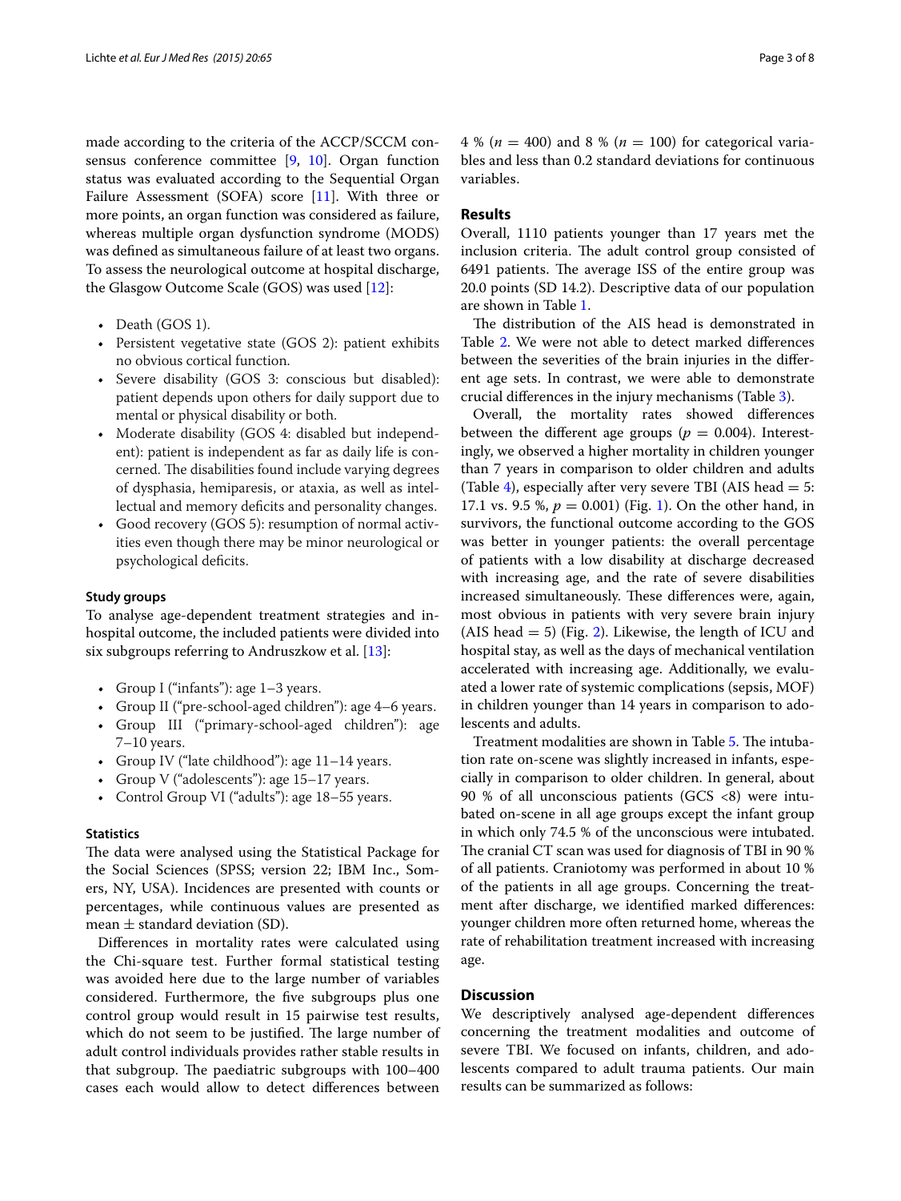made according to the criteria of the ACCP/SCCM consensus conference committee [9, 10]. Organ function status was evaluated according to the Sequential Organ Failure Assessment (SOFA) score [11]. With three or more points, an organ function was considered as failure, whereas multiple organ dysfunction syndrome (MODS) was defined as simultaneous failure of at least two organs. To assess the neurological outcome at hospital discharge, the Glasgow Outcome Scale (GOS) was used [12]:

- Death (GOS 1).
- Persistent vegetative state (GOS 2): patient exhibits no obvious cortical function.
- Severe disability (GOS 3: conscious but disabled): patient depends upon others for daily support due to mental or physical disability or both.
- Moderate disability (GOS 4: disabled but independent): patient is independent as far as daily life is concerned. The disabilities found include varying degrees of dysphasia, hemiparesis, or ataxia, as well as intellectual and memory deficits and personality changes.
- Good recovery (GOS 5): resumption of normal activities even though there may be minor neurological or psychological deficits.

### Study groups

To analyse age-dependent treatment strategies and in-hospital outcome, the included patients were divided into six subgroups referring to Andruszkow et al. [13]:

- Group I ("infants"): age 1–3 years.
- Group II ("pre-school-aged children"): age 4–6 years.
- Group III ("primary-school-aged children"): age 7–10 years.
- Group IV ("late childhood"): age 11–14 years.
- Group V ("adolescents"): age 15–17 years.
- Control Group VI ("adults"): age 18–55 years.

### Statistics

The data were analysed using the Statistical Package for the Social Sciences (SPSS; version 22; IBM Inc., Somers, NY, USA). Incidences are presented with counts or percentages, while continuous values are presented as mean ± standard deviation (SD).

Differences in mortality rates were calculated using the Chi-square test. Further formal statistical testing was avoided here due to the large number of variables considered. Furthermore, the five subgroups plus one control group would result in 15 pairwise test results, which do not seem to be justified. The large number of adult control individuals provides rather stable results in that subgroup. The paediatric subgroups with 100–400 cases each would allow to detect differences between 4 % ($n = 400$) and 8 % ($n = 100$) for categorical variables and less than 0.2 standard deviations for continuous variables.

## Results

Overall, 1110 patients younger than 17 years met the inclusion criteria. The adult control group consisted of 6491 patients. The average ISS of the entire group was 20.0 points (SD 14.2). Descriptive data of our population are shown in Table 1.

The distribution of the AIS head is demonstrated in Table 2. We were not able to detect marked differences between the severities of the brain injuries in the different age sets. In contrast, we were able to demonstrate crucial differences in the injury mechanisms (Table 3).

Overall, the mortality rates showed differences between the different age groups ($p = 0.004$). Interestingly, we observed a higher mortality in children younger than 7 years in comparison to older children and adults (Table 4), especially after very severe TBI (AIS head = 5: 17.1 vs. 9.5 %, $p = 0.001$) (Fig. 1). On the other hand, in survivors, the functional outcome according to the GOS was better in younger patients: the overall percentage of patients with a low disability at discharge decreased with increasing age, and the rate of severe disabilities increased simultaneously. These differences were, again, most obvious in patients with very severe brain injury (AIS head = 5) (Fig. 2). Likewise, the length of ICU and hospital stay, as well as the days of mechanical ventilation accelerated with increasing age. Additionally, we evaluated a lower rate of systemic complications (sepsis, MOF) in children younger than 14 years in comparison to adolescents and adults.

Treatment modalities are shown in Table 5. The intubation rate on-scene was slightly increased in infants, especially in comparison to older children. In general, about 90 % of all unconscious patients (GCS <8) were intubated on-scene in all age groups except the infant group in which only 74.5 % of the unconscious were intubated. The cranial CT scan was used for diagnosis of TBI in 90 % of all patients. Craniotomy was performed in about 10 % of the patients in all age groups. Concerning the treatment after discharge, we identified marked differences: younger children more often returned home, whereas the rate of rehabilitation treatment increased with increasing age.

## Discussion

We descriptively analysed age-dependent differences concerning the treatment modalities and outcome of severe TBI. We focused on infants, children, and adolescents compared to adult trauma patients. Our main results can be summarized as follows: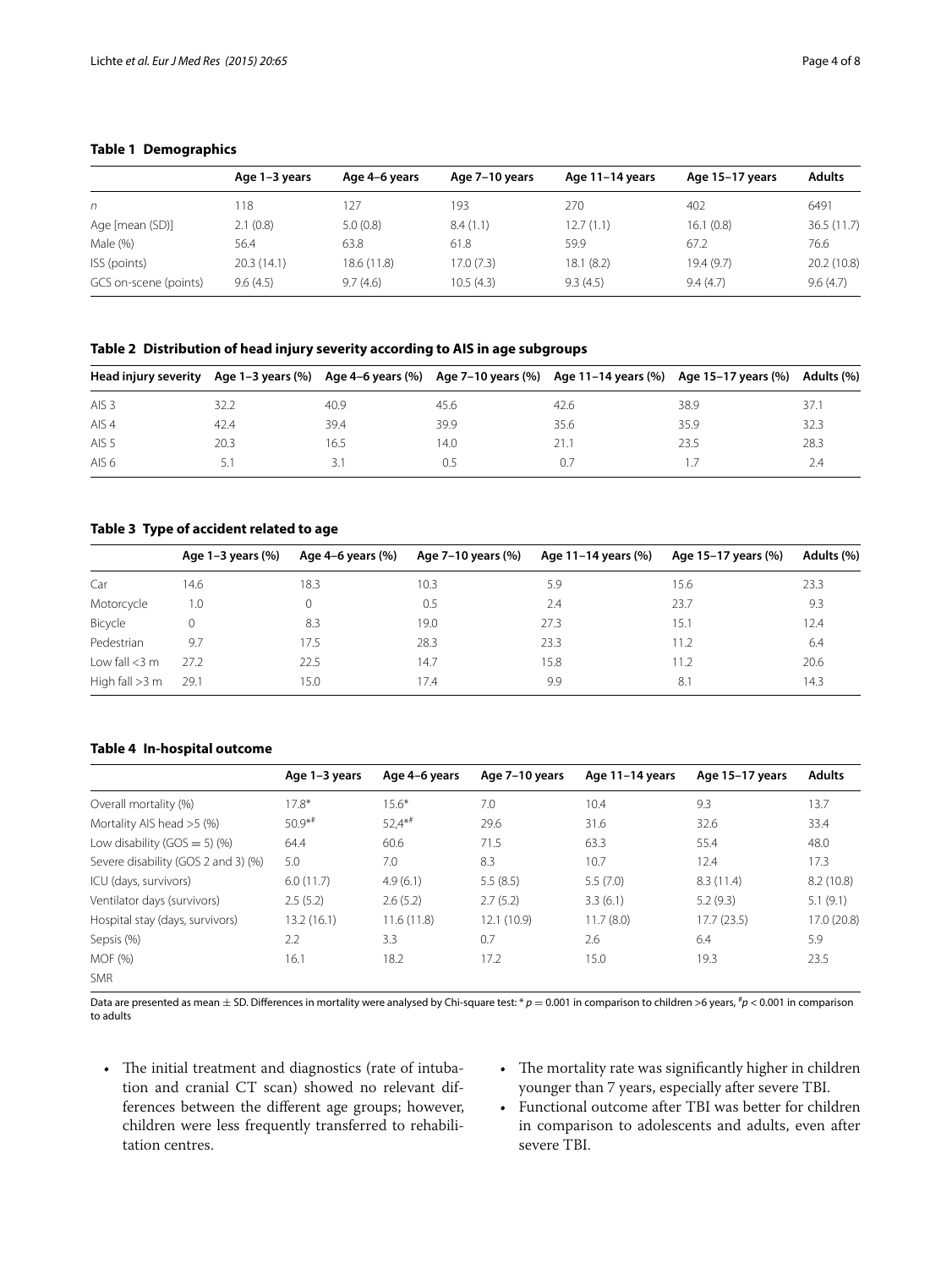**Table 1 Demographics**

| | Age 1–3 years | Age 4–6 years | Age 7–10 years | Age 11–14 years | Age 15–17 years | Adults |
|---|---|---|---|---|---|---|
| *n* | 118 | 127 | 193 | 270 | 402 | 6491 |
| Age [mean (SD)] | 2.1 (0.8) | 5.0 (0.8) | 8.4 (1.1) | 12.7 (1.1) | 16.1 (0.8) | 36.5 (11.7) |
| Male (%) | 56.4 | 63.8 | 61.8 | 59.9 | 67.2 | 76.6 |
| ISS (points) | 20.3 (14.1) | 18.6 (11.8) | 17.0 (7.3) | 18.1 (8.2) | 19.4 (9.7) | 20.2 (10.8) |
| GCS on-scene (points) | 9.6 (4.5) | 9.7 (4.6) | 10.5 (4.3) | 9.3 (4.5) | 9.4 (4.7) | 9.6 (4.7) |

**Table 2 Distribution of head injury severity according to AIS in age subgroups**

| Head injury severity | Age 1–3 years (%) | Age 4–6 years (%) | Age 7–10 years (%) | Age 11–14 years (%) | Age 15–17 years (%) | Adults (%) |
|---|---|---|---|---|---|---|
| AIS 3 | 32.2 | 40.9 | 45.6 | 42.6 | 38.9 | 37.1 |
| AIS 4 | 42.4 | 39.4 | 39.9 | 35.6 | 35.9 | 32.3 |
| AIS 5 | 20.3 | 16.5 | 14.0 | 21.1 | 23.5 | 28.3 |
| AIS 6 | 5.1 | 3.1 | 0.5 | 0.7 | 1.7 | 2.4 |

**Table 3 Type of accident related to age**

| | Age 1–3 years (%) | Age 4–6 years (%) | Age 7–10 years (%) | Age 11–14 years (%) | Age 15–17 years (%) | Adults (%) |
|---|---|---|---|---|---|---|
| Car | 14.6 | 18.3 | 10.3 | 5.9 | 15.6 | 23.3 |
| Motorcycle | 1.0 | 0 | 0.5 | 2.4 | 23.7 | 9.3 |
| Bicycle | 0 | 8.3 | 19.0 | 27.3 | 15.1 | 12.4 |
| Pedestrian | 9.7 | 17.5 | 28.3 | 23.3 | 11.2 | 6.4 |
| Low fall <3 m | 27.2 | 22.5 | 14.7 | 15.8 | 11.2 | 20.6 |
| High fall >3 m | 29.1 | 15.0 | 17.4 | 9.9 | 8.1 | 14.3 |

**Table 4 In-hospital outcome**

| | Age 1–3 years | Age 4–6 years | Age 7–10 years | Age 11–14 years | Age 15–17 years | Adults |
|---|---|---|---|---|---|---|
| Overall mortality (%) | 17.8* | 15.6* | 7.0 | 10.4 | 9.3 | 13.7 |
| Mortality AIS head >5 (%) | 50.9*# | 52,4*# | 29.6 | 31.6 | 32.6 | 33.4 |
| Low disability (GOS = 5) (%) | 64.4 | 60.6 | 71.5 | 63.3 | 55.4 | 48.0 |
| Severe disability (GOS 2 and 3) (%) | 5.0 | 7.0 | 8.3 | 10.7 | 12.4 | 17.3 |
| ICU (days, survivors) | 6.0 (11.7) | 4.9 (6.1) | 5.5 (8.5) | 5.5 (7.0) | 8.3 (11.4) | 8.2 (10.8) |
| Ventilator days (survivors) | 2.5 (5.2) | 2.6 (5.2) | 2.7 (5.2) | 3.3 (6.1) | 5.2 (9.3) | 5.1 (9.1) |
| Hospital stay (days, survivors) | 13.2 (16.1) | 11.6 (11.8) | 12.1 (10.9) | 11.7 (8.0) | 17.7 (23.5) | 17.0 (20.8) |
| Sepsis (%) | 2.2 | 3.3 | 0.7 | 2.6 | 6.4 | 5.9 |
| MOF (%) | 16.1 | 18.2 | 17.2 | 15.0 | 19.3 | 23.5 |
| SMR | | | | | | |

Data are presented as mean ± SD. Differences in mortality were analysed by Chi-square test: * $p = 0.001$ in comparison to children >6 years, # $p < 0.001$ in comparison to adults

- The initial treatment and diagnostics (rate of intubation and cranial CT scan) showed no relevant differences between the different age groups; however, children were less frequently transferred to rehabilitation centres.
- The mortality rate was significantly higher in children younger than 7 years, especially after severe TBI.
- Functional outcome after TBI was better for children in comparison to adolescents and adults, even after severe TBI.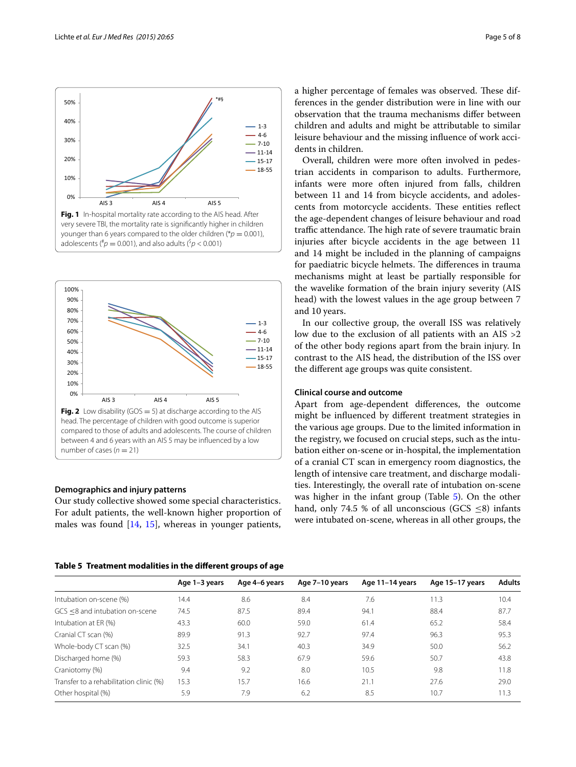Fig. 1 In-hospital mortality rate according to the AIS head. After very severe TBI, the mortality rate is significantly higher in children younger than 6 years compared to the older children (*$p = 0.001$), adolescents ($^{\#}p = 0.001$), and also adults ($^{\S}p < 0.001$)

Fig. 2 Low disability (GOS = 5) at discharge according to the AIS head. The percentage of children with good outcome is superior compared to those of adults and adolescents. The course of children between 4 and 6 years with an AIS 5 may be influenced by a low number of cases ($n = 21$)

### Demographics and injury patterns

Our study collective showed some special characteristics. For adult patients, the well-known higher proportion of males was found [14, 15], whereas in younger patients, a higher percentage of females was observed. These differences in the gender distribution were in line with our observation that the trauma mechanisms differ between children and adults and might be attributable to similar leisure behaviour and the missing influence of work accidents in children.

Overall, children were more often involved in pedestrian accidents in comparison to adults. Furthermore, infants were more often injured from falls, children between 11 and 14 from bicycle accidents, and adolescents from motorcycle accidents. These entities reflect the age-dependent changes of leisure behaviour and road traffic attendance. The high rate of severe traumatic brain injuries after bicycle accidents in the age between 11 and 14 might be included in the planning of campaigns for paediatric bicycle helmets. The differences in trauma mechanisms might at least be partially responsible for the wavelike formation of the brain injury severity (AIS head) with the lowest values in the age group between 7 and 10 years.

In our collective group, the overall ISS was relatively low due to the exclusion of all patients with an AIS >2 of the other body regions apart from the brain injury. In contrast to the AIS head, the distribution of the ISS over the different age groups was quite consistent.

### Clinical course and outcome

Apart from age-dependent differences, the outcome might be influenced by different treatment strategies in the various age groups. Due to the limited information in the registry, we focused on crucial steps, such as the intubation either on-scene or in-hospital, the implementation of a cranial CT scan in emergency room diagnostics, the length of intensive care treatment, and discharge modalities. Interestingly, the overall rate of intubation on-scene was higher in the infant group (Table 5). On the other hand, only 74.5 % of all unconscious (GCS ≤8) infants were intubated on-scene, whereas in all other groups, the

**Table 5 Treatment modalities in the different groups of age**

| | Age 1–3 years | Age 4–6 years | Age 7–10 years | Age 11–14 years | Age 15–17 years | Adults |
|---|---|---|---|---|---|---|
| Intubation on-scene (%) | 14.4 | 8.6 | 8.4 | 7.6 | 11.3 | 10.4 |
| GCS ≤8 and intubation on-scene | 74.5 | 87.5 | 89.4 | 94.1 | 88.4 | 87.7 |
| Intubation at ER (%) | 43.3 | 60.0 | 59.0 | 61.4 | 65.2 | 58.4 |
| Cranial CT scan (%) | 89.9 | 91.3 | 92.7 | 97.4 | 96.3 | 95.3 |
| Whole-body CT scan (%) | 32.5 | 34.1 | 40.3 | 34.9 | 50.0 | 56.2 |
| Discharged home (%) | 59.3 | 58.3 | 67.9 | 59.6 | 50.7 | 43.8 |
| Craniotomy (%) | 9.4 | 9.2 | 8.0 | 10.5 | 9.8 | 11.8 |
| Transfer to a rehabilitation clinic (%) | 15.3 | 15.7 | 16.6 | 21.1 | 27.6 | 29.0 |
| Other hospital (%) | 5.9 | 7.9 | 6.2 | 8.5 | 10.7 | 11.3 |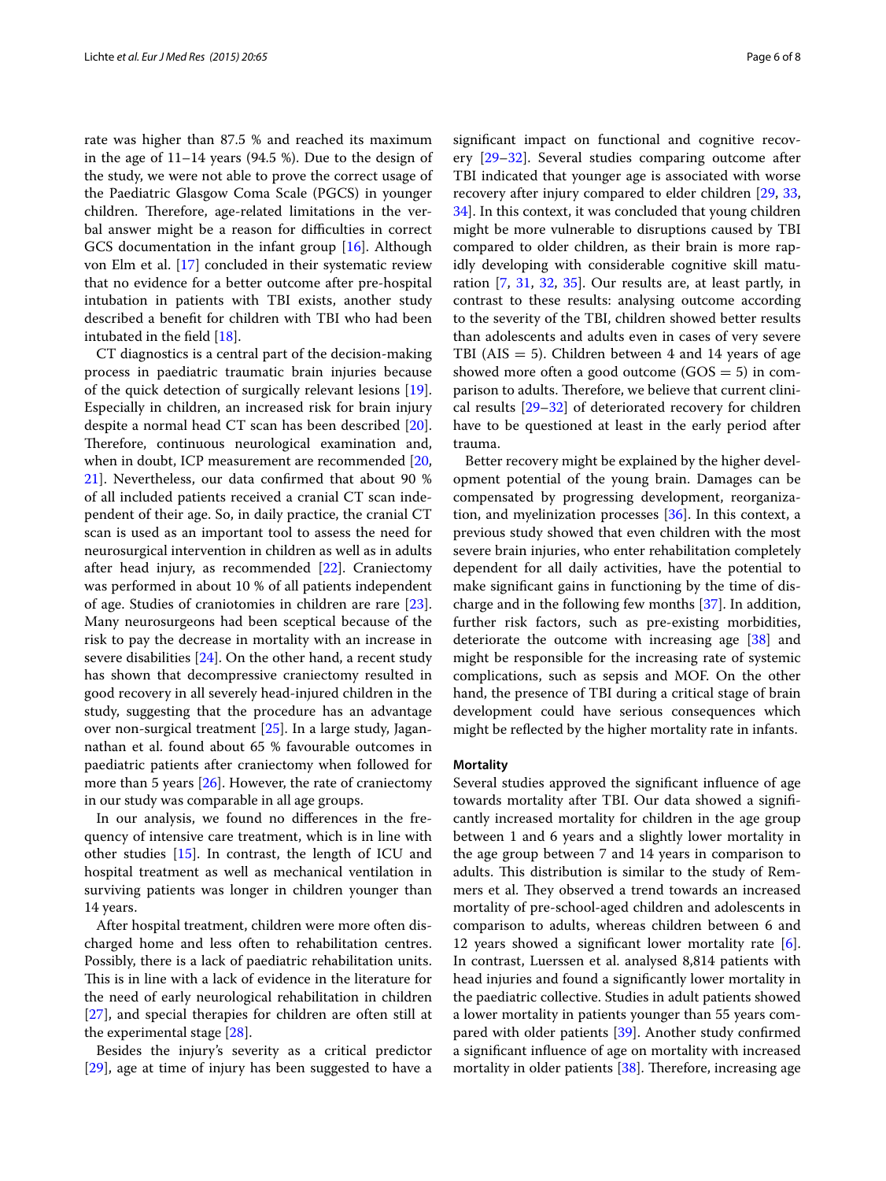rate was higher than 87.5 % and reached its maximum in the age of 11–14 years (94.5 %). Due to the design of the study, we were not able to prove the correct usage of the Paediatric Glasgow Coma Scale (PGCS) in younger children. Therefore, age-related limitations in the verbal answer might be a reason for difficulties in correct GCS documentation in the infant group [16]. Although von Elm et al. [17] concluded in their systematic review that no evidence for a better outcome after pre-hospital intubation in patients with TBI exists, another study described a benefit for children with TBI who had been intubated in the field [18].

CT diagnostics is a central part of the decision-making process in paediatric traumatic brain injuries because of the quick detection of surgically relevant lesions [19]. Especially in children, an increased risk for brain injury despite a normal head CT scan has been described [20]. Therefore, continuous neurological examination and, when in doubt, ICP measurement are recommended [20, 21]. Nevertheless, our data confirmed that about 90 % of all included patients received a cranial CT scan independent of their age. So, in daily practice, the cranial CT scan is used as an important tool to assess the need for neurosurgical intervention in children as well as in adults after head injury, as recommended [22]. Craniectomy was performed in about 10 % of all patients independent of age. Studies of craniotomies in children are rare [23]. Many neurosurgeons had been sceptical because of the risk to pay the decrease in mortality with an increase in severe disabilities [24]. On the other hand, a recent study has shown that decompressive craniectomy resulted in good recovery in all severely head-injured children in the study, suggesting that the procedure has an advantage over non-surgical treatment [25]. In a large study, Jagannathan et al. found about 65 % favourable outcomes in paediatric patients after craniectomy when followed for more than 5 years [26]. However, the rate of craniectomy in our study was comparable in all age groups.

In our analysis, we found no differences in the frequency of intensive care treatment, which is in line with other studies [15]. In contrast, the length of ICU and hospital treatment as well as mechanical ventilation in surviving patients was longer in children younger than 14 years.

After hospital treatment, children were more often discharged home and less often to rehabilitation centres. Possibly, there is a lack of paediatric rehabilitation units. This is in line with a lack of evidence in the literature for the need of early neurological rehabilitation in children [27], and special therapies for children are often still at the experimental stage [28].

Besides the injury's severity as a critical predictor [29], age at time of injury has been suggested to have a significant impact on functional and cognitive recovery [29–32]. Several studies comparing outcome after TBI indicated that younger age is associated with worse recovery after injury compared to elder children [29, 33, 34]. In this context, it was concluded that young children might be more vulnerable to disruptions caused by TBI compared to older children, as their brain is more rapidly developing with considerable cognitive skill maturation [7, 31, 32, 35]. Our results are, at least partly, in contrast to these results: analysing outcome according to the severity of the TBI, children showed better results than adolescents and adults even in cases of very severe TBI (AIS = 5). Children between 4 and 14 years of age showed more often a good outcome (GOS = 5) in comparison to adults. Therefore, we believe that current clinical results [29–32] of deteriorated recovery for children have to be questioned at least in the early period after trauma.

Better recovery might be explained by the higher development potential of the young brain. Damages can be compensated by progressing development, reorganization, and myelinization processes [36]. In this context, a previous study showed that even children with the most severe brain injuries, who enter rehabilitation completely dependent for all daily activities, have the potential to make significant gains in functioning by the time of discharge and in the following few months [37]. In addition, further risk factors, such as pre-existing morbidities, deteriorate the outcome with increasing age [38] and might be responsible for the increasing rate of systemic complications, such as sepsis and MOF. On the other hand, the presence of TBI during a critical stage of brain development could have serious consequences which might be reflected by the higher mortality rate in infants.

#### Mortality

Several studies approved the significant influence of age towards mortality after TBI. Our data showed a significantly increased mortality for children in the age group between 1 and 6 years and a slightly lower mortality in the age group between 7 and 14 years in comparison to adults. This distribution is similar to the study of Remmers et al. They observed a trend towards an increased mortality of pre-school-aged children and adolescents in comparison to adults, whereas children between 6 and 12 years showed a significant lower mortality rate [6]. In contrast, Luerssen et al. analysed 8,814 patients with head injuries and found a significantly lower mortality in the paediatric collective. Studies in adult patients showed a lower mortality in patients younger than 55 years compared with older patients [39]. Another study confirmed a significant influence of age on mortality with increased mortality in older patients [38]. Therefore, increasing age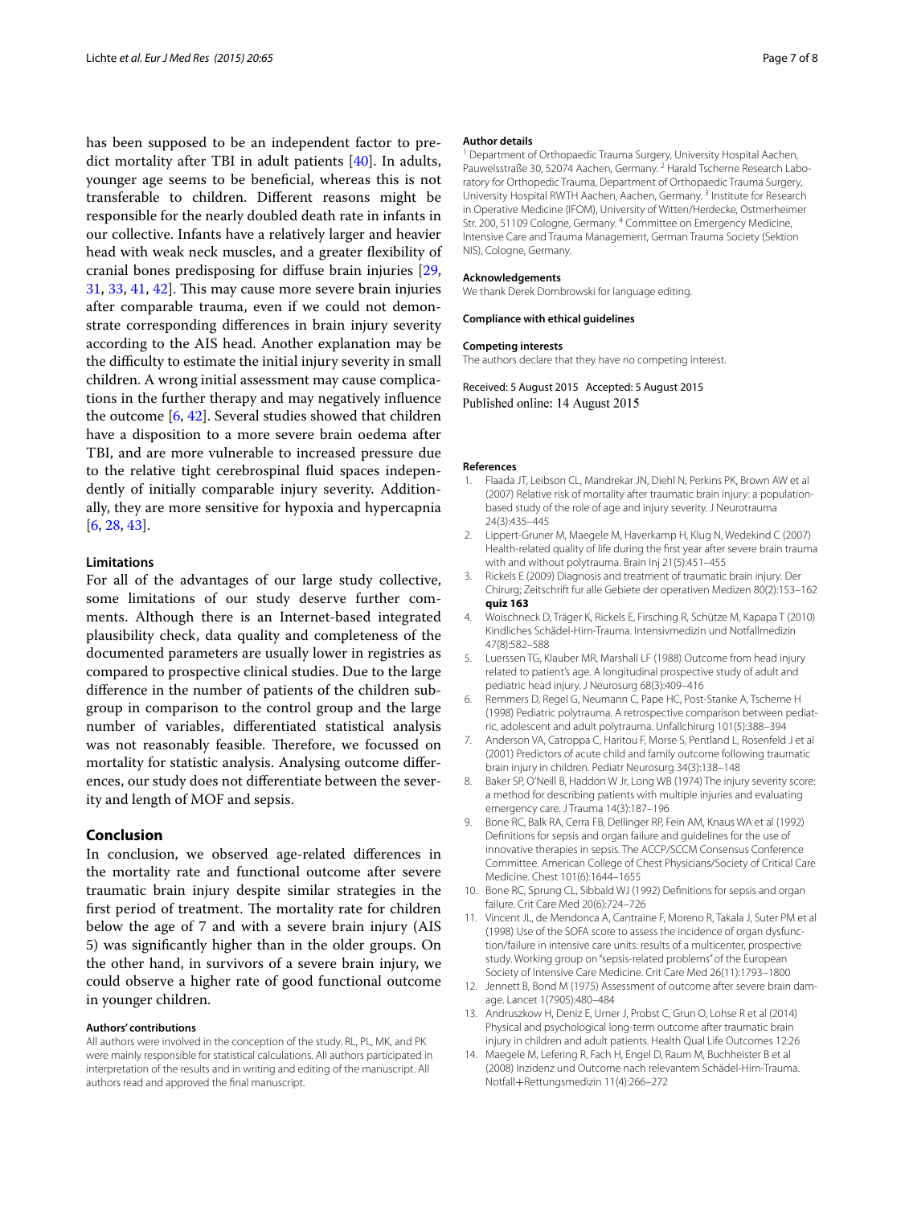has been supposed to be an independent factor to predict mortality after TBI in adult patients [40]. In adults, younger age seems to be beneficial, whereas this is not transferable to children. Different reasons might be responsible for the nearly doubled death rate in infants in our collective. Infants have a relatively larger and heavier head with weak neck muscles, and a greater flexibility of cranial bones predisposing for diffuse brain injuries [29, 31, 33, 41, 42]. This may cause more severe brain injuries after comparable trauma, even if we could not demonstrate corresponding differences in brain injury severity according to the AIS head. Another explanation may be the difficulty to estimate the initial injury severity in small children. A wrong initial assessment may cause complications in the further therapy and may negatively influence the outcome [6, 42]. Several studies showed that children have a disposition to a more severe brain oedema after TBI, and are more vulnerable to increased pressure due to the relative tight cerebrospinal fluid spaces independently of initially comparable injury severity. Additionally, they are more sensitive for hypoxia and hypercapnia [6, 28, 43].

### Limitations

For all of the advantages of our large study collective, some limitations of our study deserve further comments. Although there is an Internet-based integrated plausibility check, data quality and completeness of the documented parameters are usually lower in registries as compared to prospective clinical studies. Due to the large difference in the number of patients of the children subgroup in comparison to the control group and the large number of variables, differentiated statistical analysis was not reasonably feasible. Therefore, we focussed on mortality for statistic analysis. Analysing outcome differences, our study does not differentiate between the severity and length of MOF and sepsis.

## Conclusion

In conclusion, we observed age-related differences in the mortality rate and functional outcome after severe traumatic brain injury despite similar strategies in the first period of treatment. The mortality rate for children below the age of 7 and with a severe brain injury (AIS 5) was significantly higher than in the older groups. On the other hand, in survivors of a severe brain injury, we could observe a higher rate of good functional outcome in younger children.

#### Authors' contributions

All authors were involved in the conception of the study. RL, PL, MK, and PK were mainly responsible for statistical calculations. All authors participated in interpretation of the results and in writing and editing of the manuscript. All authors read and approved the final manuscript.

#### Author details

[1] Department of Orthopaedic Trauma Surgery, University Hospital Aachen, Pauwelsstraße 30, 52074 Aachen, Germany. [2] Harald Tscherne Research Laboratory for Orthopedic Trauma, Department of Orthopaedic Trauma Surgery, University Hospital RWTH Aachen, Aachen, Germany. [3] Institute for Research in Operative Medicine (IFOM), University of Witten/Herdecke, Ostmerheimer Str. 200, 51109 Cologne, Germany. [4] Committee on Emergency Medicine, Intensive Care and Trauma Management, German Trauma Society (Sektion NIS), Cologne, Germany.

#### Acknowledgements

We thank Derek Dombrowski for language editing.

#### Compliance with ethical guidelines

#### Competing interests

The authors declare that they have no competing interest.

Received: 5 August 2015 Accepted: 5 August 2015
Published online: 14 August 2015

#### References

1. Flaada JT, Leibson CL, Mandrekar JN, Diehl N, Perkins PK, Brown AW et al (2007) Relative risk of mortality after traumatic brain injury: a population-based study of the role of age and injury severity. J Neurotrauma 24(3):435–445
2. Lippert-Gruner M, Maegele M, Haverkamp H, Klug N, Wedekind C (2007) Health-related quality of life during the first year after severe brain trauma with and without polytrauma. Brain Inj 21(5):451–455
3. Rickels E (2009) Diagnosis and treatment of traumatic brain injury. Der Chirurg; Zeitschrift fur alle Gebiete der operativen Medizen 80(2):153–162 **quiz 163**
4. Woischneck D, Träger K, Rickels E, Firsching R, Schütze M, Kapapa T (2010) Kindliches Schädel-Hirn-Trauma. Intensivmedizin und Notfallmedizin 47(8):582–588
5. Luerssen TG, Klauber MR, Marshall LF (1988) Outcome from head injury related to patient's age. A longitudinal prospective study of adult and pediatric head injury. J Neurosurg 68(3):409–416
6. Remmers D, Regel G, Neumann C, Pape HC, Post-Stanke A, Tscherne H (1998) Pediatric polytrauma. A retrospective comparison between pediatric, adolescent and adult polytrauma. Unfallchirurg 101(5):388–394
7. Anderson VA, Catroppa C, Haritou F, Morse S, Pentland L, Rosenfeld J et al (2001) Predictors of acute child and family outcome following traumatic brain injury in children. Pediatr Neurosurg 34(3):138–148
8. Baker SP, O'Neill B, Haddon W Jr, Long WB (1974) The injury severity score: a method for describing patients with multiple injuries and evaluating emergency care. J Trauma 14(3):187–196
9. Bone RC, Balk RA, Cerra FB, Dellinger RP, Fein AM, Knaus WA et al (1992) Definitions for sepsis and organ failure and guidelines for the use of innovative therapies in sepsis. The ACCP/SCCM Consensus Conference Committee. American College of Chest Physicians/Society of Critical Care Medicine. Chest 101(6):1644–1655
10. Bone RC, Sprung CL, Sibbald WJ (1992) Definitions for sepsis and organ failure. Crit Care Med 20(6):724–726
11. Vincent JL, de Mendonca A, Cantraine F, Moreno R, Takala J, Suter PM et al (1998) Use of the SOFA score to assess the incidence of organ dysfunction/failure in intensive care units: results of a multicenter, prospective study. Working group on "sepsis-related problems" of the European Society of Intensive Care Medicine. Crit Care Med 26(11):1793–1800
12. Jennett B, Bond M (1975) Assessment of outcome after severe brain damage. Lancet 1(7905):480–484
13. Andruszkow H, Deniz E, Urner J, Probst C, Grun O, Lohse R et al (2014) Physical and psychological long-term outcome after traumatic brain injury in children and adult patients. Health Qual Life Outcomes 12:26
14. Maegele M, Lefering R, Fach H, Engel D, Raum M, Buchheister B et al (2008) Inzidenz und Outcome nach relevantem Schädel-Hirn-Trauma. Notfall+Rettungsmedizin 11(4):266–272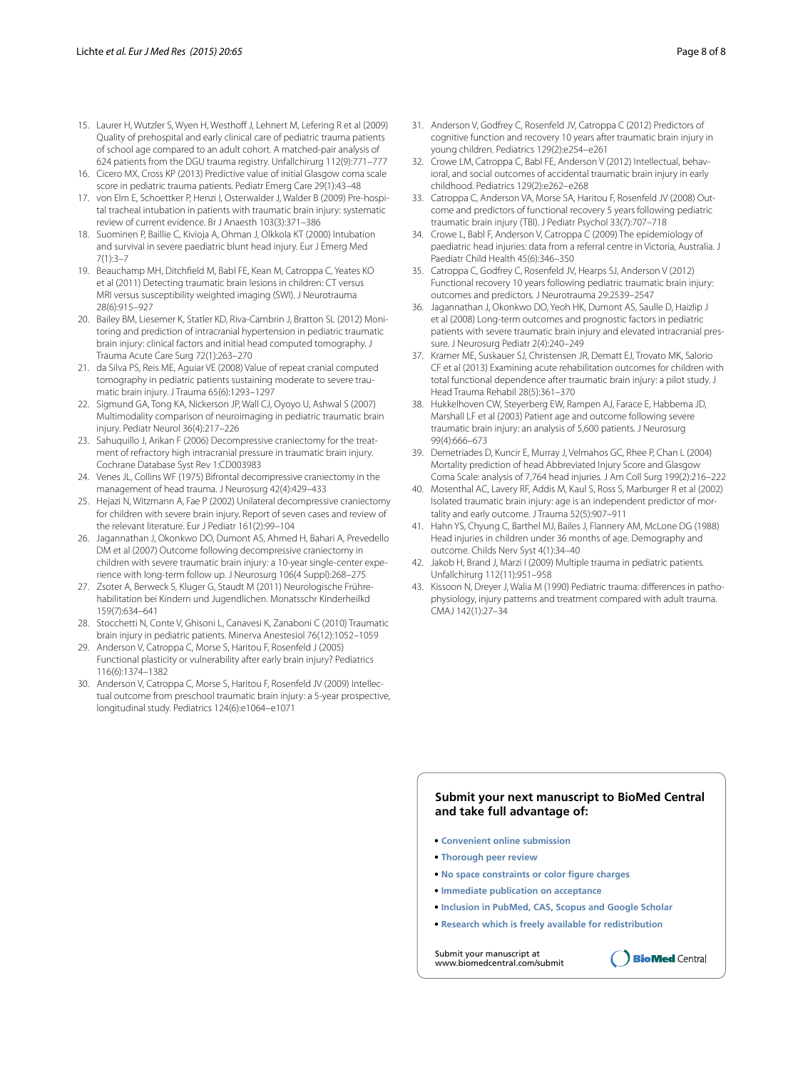15. Laurer H, Wutzler S, Wyen H, Westhoff J, Lehnert M, Lefering R et al (2009) Quality of prehospital and early clinical care of pediatric trauma patients of school age compared to an adult cohort. A matched-pair analysis of 624 patients from the DGU trauma registry. Unfallchirurg 112(9):771–777
16. Cicero MX, Cross KP (2013) Predictive value of initial Glasgow coma scale score in pediatric trauma patients. Pediatr Emerg Care 29(1):43–48
17. von Elm E, Schoettker P, Henzi I, Osterwalder J, Walder B (2009) Pre-hospital tracheal intubation in patients with traumatic brain injury: systematic review of current evidence. Br J Anaesth 103(3):371–386
18. Suominen P, Baillie C, Kivioja A, Ohman J, Olkkola KT (2000) Intubation and survival in severe paediatric blunt head injury. Eur J Emerg Med 7(1):3–7
19. Beauchamp MH, Ditchfield M, Babl FE, Kean M, Catroppa C, Yeates KO et al (2011) Detecting traumatic brain lesions in children: CT versus MRI versus susceptibility weighted imaging (SWI). J Neurotrauma 28(6):915–927
20. Bailey BM, Liesemer K, Statler KD, Riva-Cambrin J, Bratton SL (2012) Monitoring and prediction of intracranial hypertension in pediatric traumatic brain injury: clinical factors and initial head computed tomography. J Trauma Acute Care Surg 72(1):263–270
21. da Silva PS, Reis ME, Aguiar VE (2008) Value of repeat cranial computed tomography in pediatric patients sustaining moderate to severe traumatic brain injury. J Trauma 65(6):1293–1297
22. Sigmund GA, Tong KA, Nickerson JP, Wall CJ, Oyoyo U, Ashwal S (2007) Multimodality comparison of neuroimaging in pediatric traumatic brain injury. Pediatr Neurol 36(4):217–226
23. Sahuquillo J, Arikan F (2006) Decompressive craniectomy for the treatment of refractory high intracranial pressure in traumatic brain injury. Cochrane Database Syst Rev 1:CD003983
24. Venes JL, Collins WF (1975) Bifrontal decompressive craniectomy in the management of head trauma. J Neurosurg 42(4):429–433
25. Hejazi N, Witzmann A, Fae P (2002) Unilateral decompressive craniectomy for children with severe brain injury. Report of seven cases and review of the relevant literature. Eur J Pediatr 161(2):99–104
26. Jagannathan J, Okonkwo DO, Dumont AS, Ahmed H, Bahari A, Prevedello DM et al (2007) Outcome following decompressive craniectomy in children with severe traumatic brain injury: a 10-year single-center experience with long-term follow up. J Neurosurg 106(4 Suppl):268–275
27. Zsoter A, Berweck S, Kluger G, Staudt M (2011) Neurologische Frührehabilitation bei Kindern und Jugendlichen. Monatsschr Kinderheilkd 159(7):634–641
28. Stocchetti N, Conte V, Ghisoni L, Canavesi K, Zanaboni C (2010) Traumatic brain injury in pediatric patients. Minerva Anestesiol 76(12):1052–1059
29. Anderson V, Catroppa C, Morse S, Haritou F, Rosenfeld J (2005) Functional plasticity or vulnerability after early brain injury? Pediatrics 116(6):1374–1382
30. Anderson V, Catroppa C, Morse S, Haritou F, Rosenfeld JV (2009) Intellectual outcome from preschool traumatic brain injury: a 5-year prospective, longitudinal study. Pediatrics 124(6):e1064–e1071
31. Anderson V, Godfrey C, Rosenfeld JV, Catroppa C (2012) Predictors of cognitive function and recovery 10 years after traumatic brain injury in young children. Pediatrics 129(2):e254–e261
32. Crowe LM, Catroppa C, Babl FE, Anderson V (2012) Intellectual, behavioral, and social outcomes of accidental traumatic brain injury in early childhood. Pediatrics 129(2):e262–e268
33. Catroppa C, Anderson VA, Morse SA, Haritou F, Rosenfeld JV (2008) Outcome and predictors of functional recovery 5 years following pediatric traumatic brain injury (TBI). J Pediatr Psychol 33(7):707–718
34. Crowe L, Babl F, Anderson V, Catroppa C (2009) The epidemiology of paediatric head injuries: data from a referral centre in Victoria, Australia. J Paediatr Child Health 45(6):346–350
35. Catroppa C, Godfrey C, Rosenfeld JV, Hearps SJ, Anderson V (2012) Functional recovery 10 years following pediatric traumatic brain injury: outcomes and predictors. J Neurotrauma 29:2539–2547
36. Jagannathan J, Okonkwo DO, Yeoh HK, Dumont AS, Saulle D, Haizlip J et al (2008) Long-term outcomes and prognostic factors in pediatric patients with severe traumatic brain injury and elevated intracranial pressure. J Neurosurg Pediatr 2(4):240–249
37. Kramer ME, Suskauer SJ, Christensen JR, Dematt EJ, Trovato MK, Salorio CF et al (2013) Examining acute rehabilitation outcomes for children with total functional dependence after traumatic brain injury: a pilot study. J Head Trauma Rehabil 28(5):361–370
38. Hukkelhoven CW, Steyerberg EW, Rampen AJ, Farace E, Habbema JD, Marshall LF et al (2003) Patient age and outcome following severe traumatic brain injury: an analysis of 5,600 patients. J Neurosurg 99(4):666–673
39. Demetriades D, Kuncir E, Murray J, Velmahos GC, Rhee P, Chan L (2004) Mortality prediction of head Abbreviated Injury Score and Glasgow Coma Scale: analysis of 7,764 head injuries. J Am Coll Surg 199(2):216–222
40. Mosenthal AC, Lavery RF, Addis M, Kaul S, Ross S, Marburger R et al (2002) Isolated traumatic brain injury: age is an independent predictor of mortality and early outcome. J Trauma 52(5):907–911
41. Hahn YS, Chyung C, Barthel MJ, Bailes J, Flannery AM, McLone DG (1988) Head injuries in children under 36 months of age. Demography and outcome. Childs Nerv Syst 4(1):34–40
42. Jakob H, Brand J, Marzi I (2009) Multiple trauma in pediatric patients. Unfallchirurg 112(11):951–958
43. Kissoon N, Dreyer J, Walia M (1990) Pediatric trauma: differences in pathophysiology, injury patterns and treatment compared with adult trauma. CMAJ 142(1):27–34

**Submit your next manuscript to BioMed Central and take full advantage of:**

- **Convenient online submission**
- **Thorough peer review**
- **No space constraints or color figure charges**
- **Immediate publication on acceptance**
- **Inclusion in PubMed, CAS, Scopus and Google Scholar**
- **Research which is freely available for redistribution**

Submit your manuscript at
www.biomedcentral.com/submit

BioMed Central